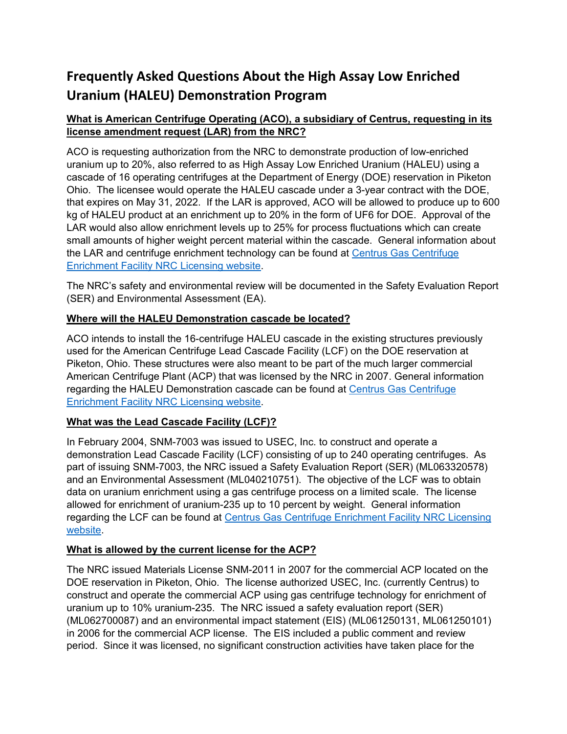# Frequently Asked Questions About the High Assay Low Enriched Uranium (HALEU) Demonstration Program

**What is American Centrifuge Operating (ACO), a subsidiary of Centrus, requesting in its license amendment request (LAR) from the NRC?**

ACO is requesting authorization from the NRC to demonstrate production of low-enriched uranium up to 20%, also referred to as High Assay Low Enriched Uranium (HALEU) using a cascade of 16 operating centrifuges at the Department of Energy (DOE) reservation in Piketon Ohio. The licensee would operate the HALEU cascade under a 3-year contract with the DOE, that expires on May 31, 2022. If the LAR is approved, ACO will be allowed to produce up to 600 kg of HALEU product at an enrichment up to 20% in the form of $UF_6$ for DOE. Approval of the LAR would also allow enrichment levels up to 25% for process fluctuations which can create small amounts of higher weight percent material within the cascade. General information about the LAR and centrifuge enrichment technology can be found at [Centrus Gas Centrifuge Enrichment Facility NRC Licensing website](https://www.nrc.gov).

The NRC's safety and environmental review will be documented in the Safety Evaluation Report (SER) and Environmental Assessment (EA).

**Where will the HALEU Demonstration cascade be located?**

ACO intends to install the 16-centrifuge HALEU cascade in the existing structures previously used for the American Centrifuge Lead Cascade Facility (LCF) on the DOE reservation at Piketon, Ohio. These structures were also meant to be part of the much larger commercial American Centrifuge Plant (ACP) that was licensed by the NRC in 2007. General information regarding the HALEU Demonstration cascade can be found at [Centrus Gas Centrifuge Enrichment Facility NRC Licensing website](https://www.nrc.gov).

**What was the Lead Cascade Facility (LCF)?**

In February 2004, SNM-7003 was issued to USEC, Inc. to construct and operate a demonstration Lead Cascade Facility (LCF) consisting of up to 240 operating centrifuges. As part of issuing SNM-7003, the NRC issued a Safety Evaluation Report (SER) (ML063320578) and an Environmental Assessment (ML040210751). The objective of the LCF was to obtain data on uranium enrichment using a gas centrifuge process on a limited scale. The license allowed for enrichment of uranium-235 up to 10 percent by weight. General information regarding the LCF can be found at [Centrus Gas Centrifuge Enrichment Facility NRC Licensing website](https://www.nrc.gov).

**What is allowed by the current license for the ACP?**

The NRC issued Materials License SNM-2011 in 2007 for the commercial ACP located on the DOE reservation in Piketon, Ohio. The license authorized USEC, Inc. (currently Centrus) to construct and operate the commercial ACP using gas centrifuge technology for enrichment of uranium up to 10% uranium-235. The NRC issued a safety evaluation report (SER) (ML062700087) and an environmental impact statement (EIS) (ML061250131, ML061250101) in 2006 for the commercial ACP license. The EIS included a public comment and review period. Since it was licensed, no significant construction activities have taken place for the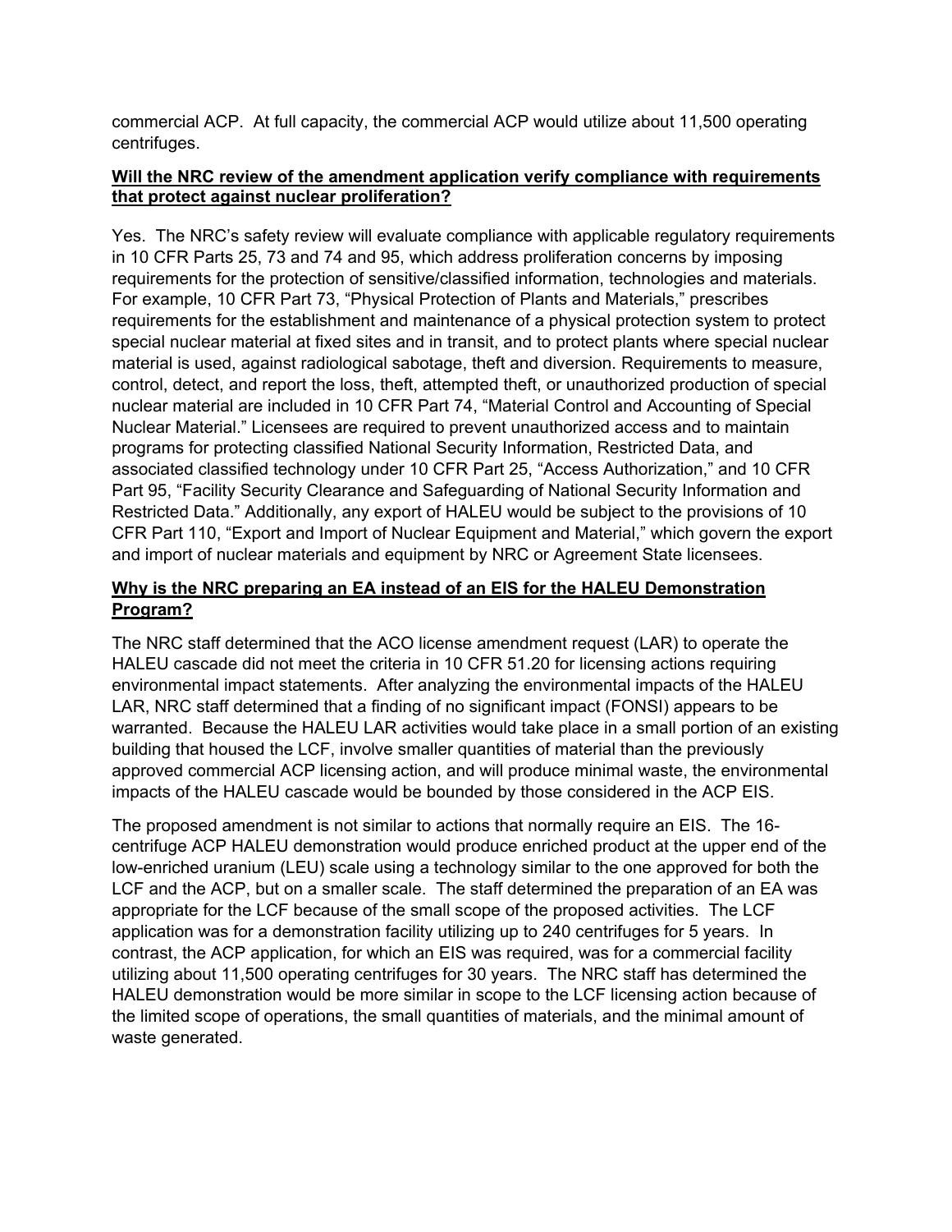commercial ACP. At full capacity, the commercial ACP would utilize about 11,500 operating centrifuges.

**Will the NRC review of the amendment application verify compliance with requirements that protect against nuclear proliferation?**

Yes. The NRC's safety review will evaluate compliance with applicable regulatory requirements in 10 CFR Parts 25, 73 and 74 and 95, which address proliferation concerns by imposing requirements for the protection of sensitive/classified information, technologies and materials. For example, 10 CFR Part 73, "Physical Protection of Plants and Materials," prescribes requirements for the establishment and maintenance of a physical protection system to protect special nuclear material at fixed sites and in transit, and to protect plants where special nuclear material is used, against radiological sabotage, theft and diversion. Requirements to measure, control, detect, and report the loss, theft, attempted theft, or unauthorized production of special nuclear material are included in 10 CFR Part 74, "Material Control and Accounting of Special Nuclear Material." Licensees are required to prevent unauthorized access and to maintain programs for protecting classified National Security Information, Restricted Data, and associated classified technology under 10 CFR Part 25, "Access Authorization," and 10 CFR Part 95, "Facility Security Clearance and Safeguarding of National Security Information and Restricted Data." Additionally, any export of HALEU would be subject to the provisions of 10 CFR Part 110, "Export and Import of Nuclear Equipment and Material," which govern the export and import of nuclear materials and equipment by NRC or Agreement State licensees.

**Why is the NRC preparing an EA instead of an EIS for the HALEU Demonstration Program?**

The NRC staff determined that the ACO license amendment request (LAR) to operate the HALEU cascade did not meet the criteria in 10 CFR 51.20 for licensing actions requiring environmental impact statements. After analyzing the environmental impacts of the HALEU LAR, NRC staff determined that a finding of no significant impact (FONSI) appears to be warranted. Because the HALEU LAR activities would take place in a small portion of an existing building that housed the LCF, involve smaller quantities of material than the previously approved commercial ACP licensing action, and will produce minimal waste, the environmental impacts of the HALEU cascade would be bounded by those considered in the ACP EIS.

The proposed amendment is not similar to actions that normally require an EIS. The 16-centrifuge ACP HALEU demonstration would produce enriched product at the upper end of the low-enriched uranium (LEU) scale using a technology similar to the one approved for both the LCF and the ACP, but on a smaller scale. The staff determined the preparation of an EA was appropriate for the LCF because of the small scope of the proposed activities. The LCF application was for a demonstration facility utilizing up to 240 centrifuges for 5 years. In contrast, the ACP application, for which an EIS was required, was for a commercial facility utilizing about 11,500 operating centrifuges for 30 years. The NRC staff has determined the HALEU demonstration would be more similar in scope to the LCF licensing action because of the limited scope of operations, the small quantities of materials, and the minimal amount of waste generated.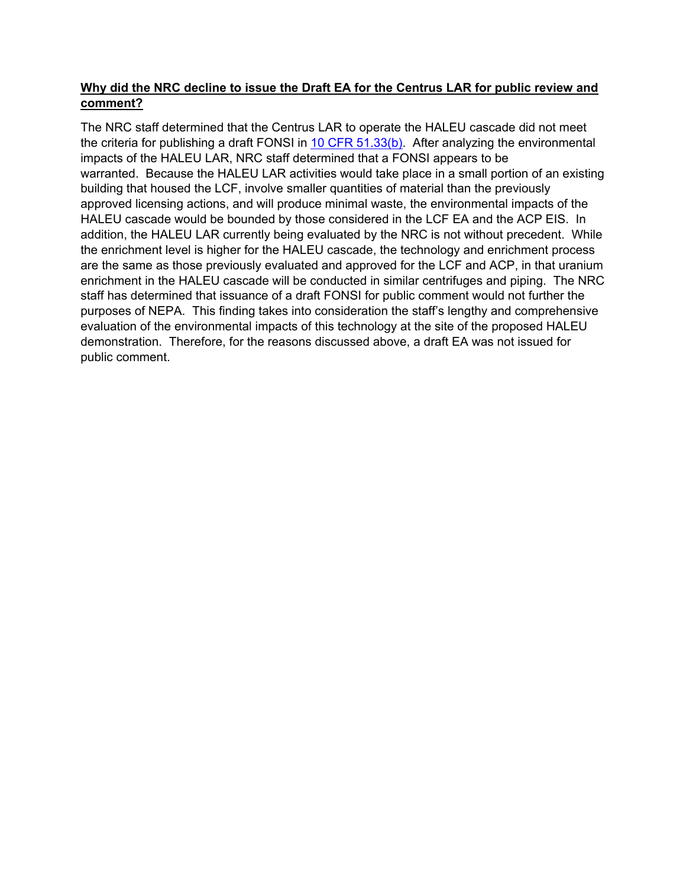**Why did the NRC decline to issue the Draft EA for the Centrus LAR for public review and comment?**

The NRC staff determined that the Centrus LAR to operate the HALEU cascade did not meet the criteria for publishing a draft FONSI in [10 CFR 51.33(b)](). After analyzing the environmental impacts of the HALEU LAR, NRC staff determined that a FONSI appears to be warranted. Because the HALEU LAR activities would take place in a small portion of an existing building that housed the LCF, involve smaller quantities of material than the previously approved licensing actions, and will produce minimal waste, the environmental impacts of the HALEU cascade would be bounded by those considered in the LCF EA and the ACP EIS. In addition, the HALEU LAR currently being evaluated by the NRC is not without precedent. While the enrichment level is higher for the HALEU cascade, the technology and enrichment process are the same as those previously evaluated and approved for the LCF and ACP, in that uranium enrichment in the HALEU cascade will be conducted in similar centrifuges and piping. The NRC staff has determined that issuance of a draft FONSI for public comment would not further the purposes of NEPA. This finding takes into consideration the staff's lengthy and comprehensive evaluation of the environmental impacts of this technology at the site of the proposed HALEU demonstration. Therefore, for the reasons discussed above, a draft EA was not issued for public comment.